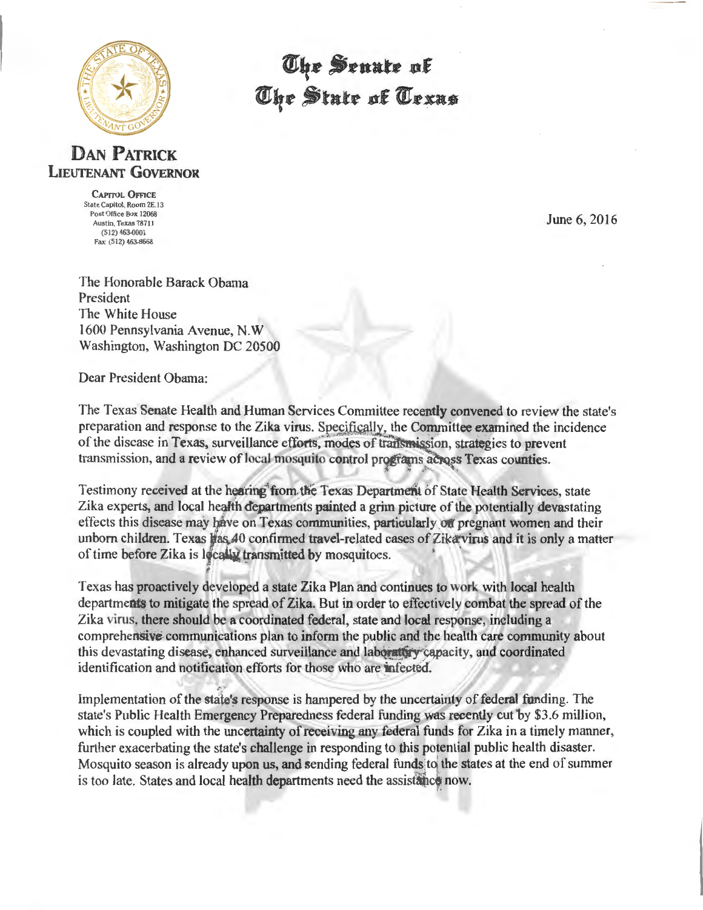# The Senate of The State of Texas

**Dan Patrick**
**Lieutenant Governor**

Capitol Office
State Capitol, Room 2E.13
Post Office Box 12068
Austin, Texas 78711
(512) 463-0001
Fax: (512) 463-8668

June 6, 2016

The Honorable Barack Obama
President
The White House
1600 Pennsylvania Avenue, N.W
Washington, Washington DC 20500

Dear President Obama:

The Texas Senate Health and Human Services Committee recently convened to review the state's preparation and response to the Zika virus. Specifically, the Committee examined the incidence of the disease in Texas, surveillance efforts, modes of transmission, strategies to prevent transmission, and a review of local mosquito control programs across Texas counties.

Testimony received at the hearing from the Texas Department of State Health Services, state Zika experts, and local health departments painted a grim picture of the potentially devastating effects this disease may have on Texas communities, particularly on pregnant women and their unborn children. Texas has 40 confirmed travel-related cases of Zika virus and it is only a matter of time before Zika is locally transmitted by mosquitoes.

Texas has proactively developed a state Zika Plan and continues to work with local health departments to mitigate the spread of Zika. But in order to effectively combat the spread of the Zika virus, there should be a coordinated federal, state and local response, including a comprehensive communications plan to inform the public and the health care community about this devastating disease, enhanced surveillance and laboratory capacity, and coordinated identification and notification efforts for those who are infected.

Implementation of the state's response is hampered by the uncertainty of federal funding. The state's Public Health Emergency Preparedness federal funding was recently cut by $3.6 million, which is coupled with the uncertainty of receiving any federal funds for Zika in a timely manner, further exacerbating the state's challenge in responding to this potential public health disaster. Mosquito season is already upon us, and sending federal funds to the states at the end of summer is too late. States and local health departments need the assistance now.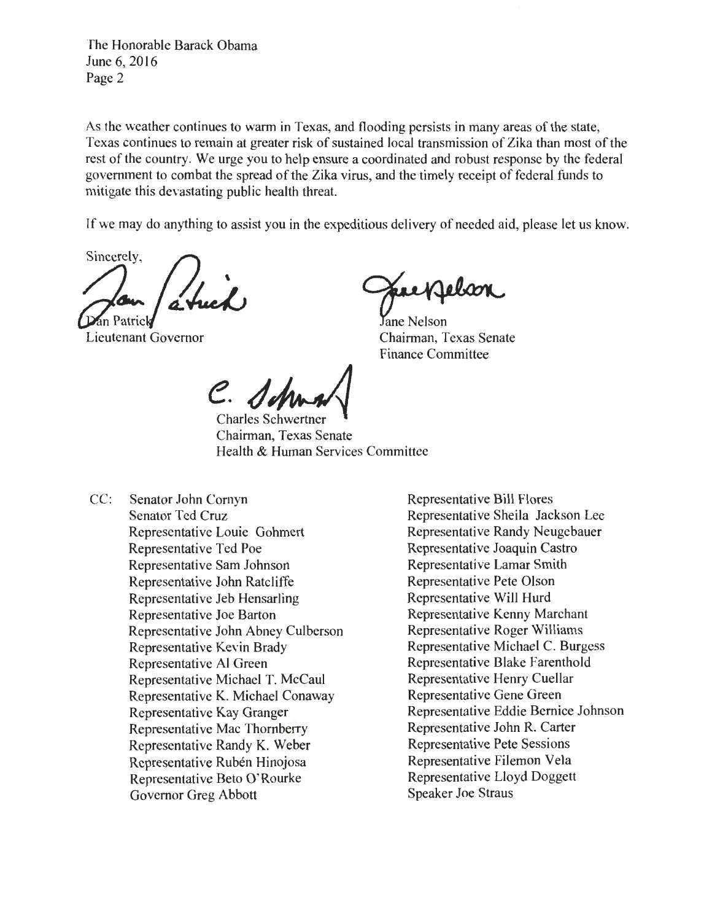As the weather continues to warm in Texas, and flooding persists in many areas of the state, Texas continues to remain at greater risk of sustained local transmission of Zika than most of the rest of the country. We urge you to help ensure a coordinated and robust response by the federal government to combat the spread of the Zika virus, and the timely receipt of federal funds to mitigate this devastating public health threat.

If we may do anything to assist you in the expeditious delivery of needed aid, please let us know.

Sincerely,

Dan Patrick
Lieutenant Governor

Jane Nelson
Chairman, Texas Senate
Finance Committee

Charles Schwertner
Chairman, Texas Senate
Health & Human Services Committee

CC:
Senator John Cornyn
Senator Ted Cruz
Representative Louie Gohmert
Representative Ted Poe
Representative Sam Johnson
Representative John Ratcliffe
Representative Jeb Hensarling
Representative Joe Barton
Representative John Abney Culberson
Representative Kevin Brady
Representative Al Green
Representative Michael T. McCaul
Representative K. Michael Conaway
Representative Kay Granger
Representative Mac Thornberry
Representative Randy K. Weber
Representative Rubén Hinojosa
Representative Beto O'Rourke
Governor Greg Abbott
Representative Bill Flores
Representative Sheila Jackson Lee
Representative Randy Neugebauer
Representative Joaquin Castro
Representative Lamar Smith
Representative Pete Olson
Representative Will Hurd
Representative Kenny Marchant
Representative Roger Williams
Representative Michael C. Burgess
Representative Blake Farenthold
Representative Henry Cuellar
Representative Gene Green
Representative Eddie Bernice Johnson
Representative John R. Carter
Representative Pete Sessions
Representative Filemon Vela
Representative Lloyd Doggett
Speaker Joe Straus